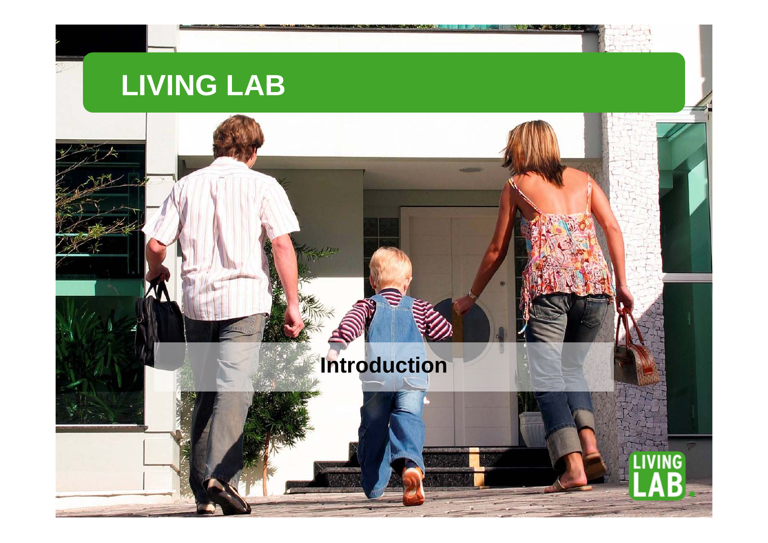# LIVING LAB

Introduction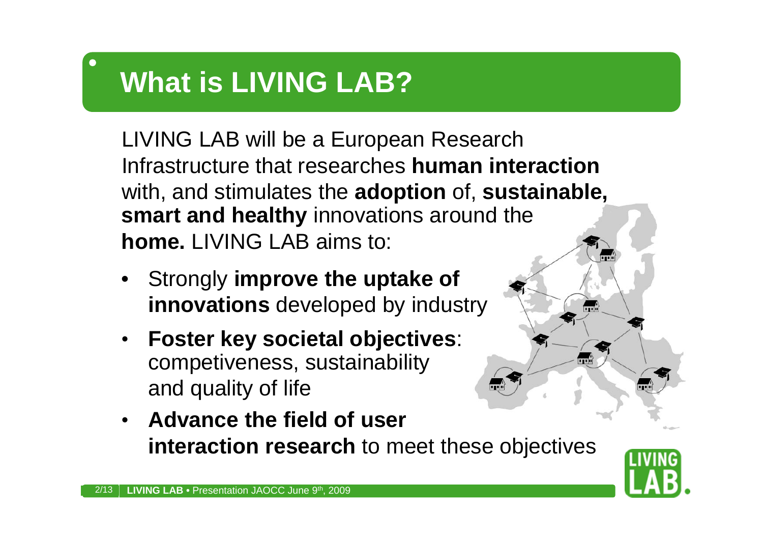# What is LIVING LAB?

LIVING LAB will be a European Research Infrastructure that researches **human interaction** with, and stimulates the **adoption** of, **sustainable, smart and healthy** innovations around the **home.** LIVING LAB aims to:

- Strongly **improve the uptake of innovations** developed by industry
- **Foster key societal objectives**: competiveness, sustainability and quality of life
- **Advance the field of user interaction research** to meet these objectives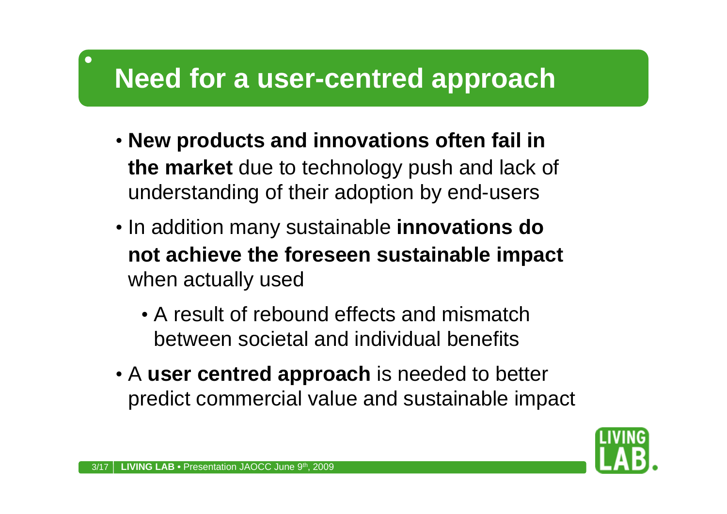# Need for a user-centred approach

- **New products and innovations often fail in the market** due to technology push and lack of understanding of their adoption by end-users
- In addition many sustainable **innovations do not achieve the foreseen sustainable impact** when actually used
  - A result of rebound effects and mismatch between societal and individual benefits
- A **user centred approach** is needed to better predict commercial value and sustainable impact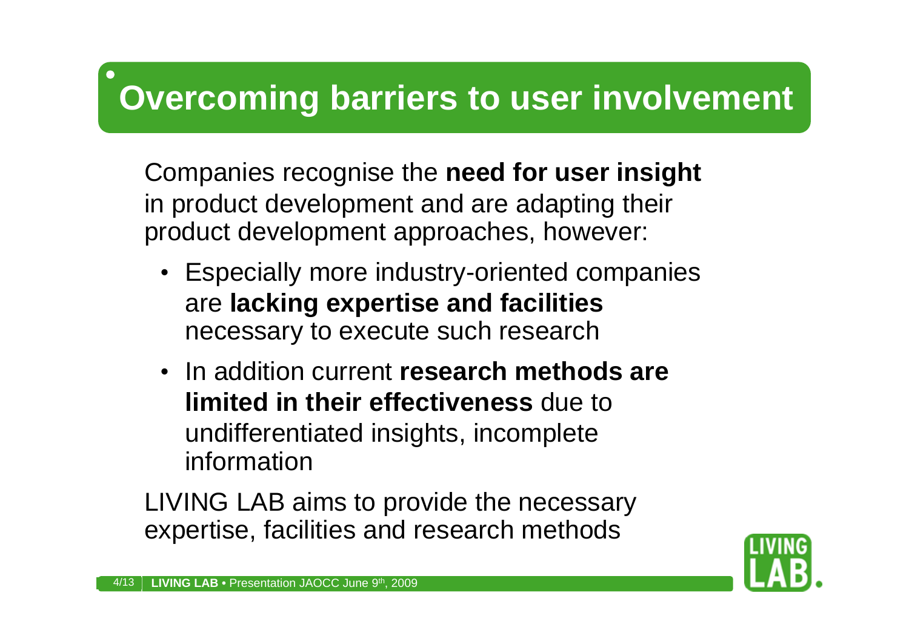# Overcoming barriers to user involvement

Companies recognise the **need for user insight** in product development and are adapting their product development approaches, however:

- Especially more industry-oriented companies are **lacking expertise and facilities** necessary to execute such research
- In addition current **research methods are limited in their effectiveness** due to undifferentiated insights, incomplete information

LIVING LAB aims to provide the necessary expertise, facilities and research methods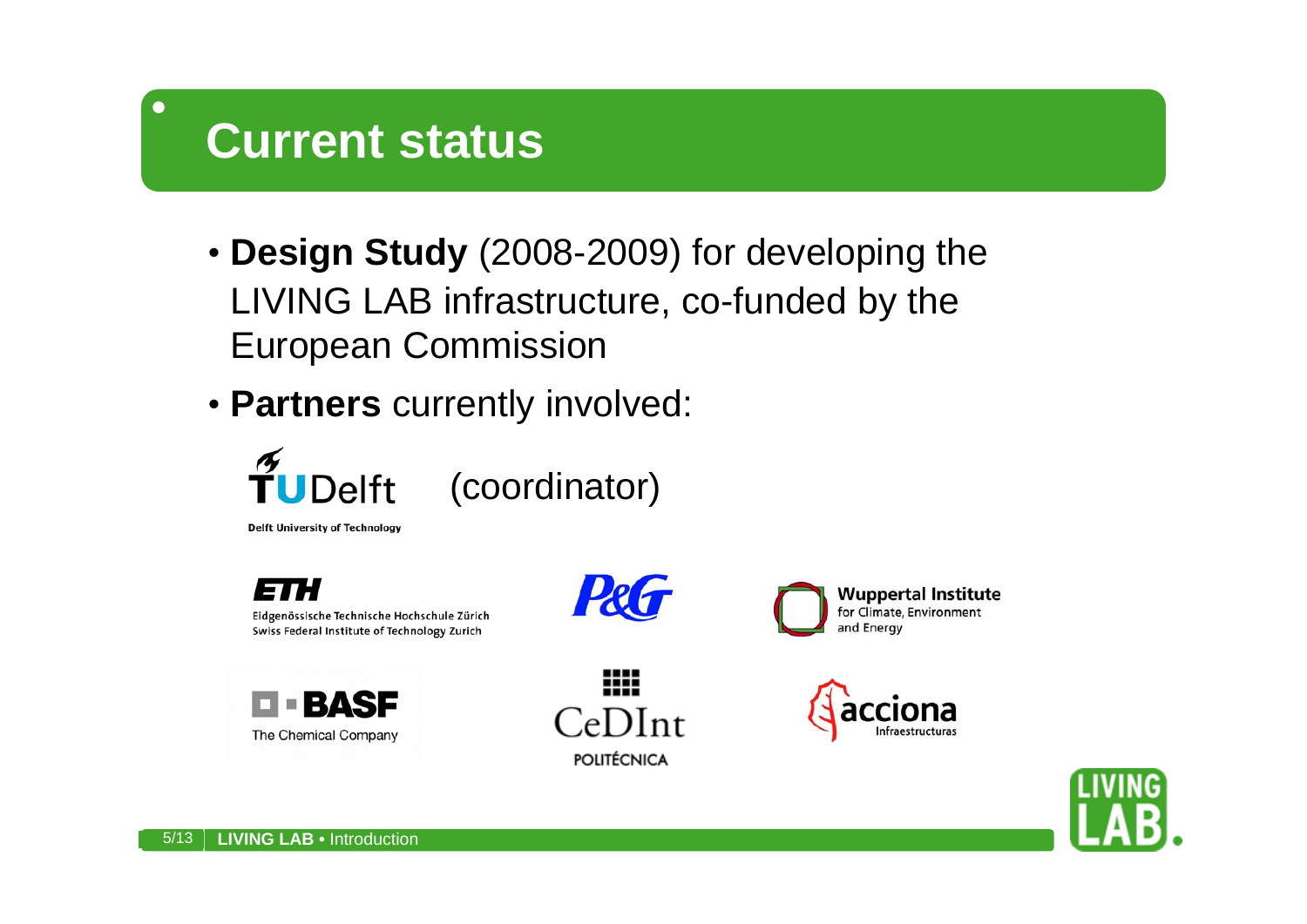# Current status

- **Design Study** (2008-2009) for developing the LIVING LAB infrastructure, co-funded by the European Commission
- **Partners** currently involved:

TU Delft (coordinator)

Delft University of Technology

ETH

Eidgenössische Technische Hochschule Zürich
Swiss Federal Institute of Technology Zurich

P&G

Wuppertal Institute
for Climate, Environment
and Energy

BASF
The Chemical Company

CeDInt
POLITÉCNICA

acciona
Infraestructuras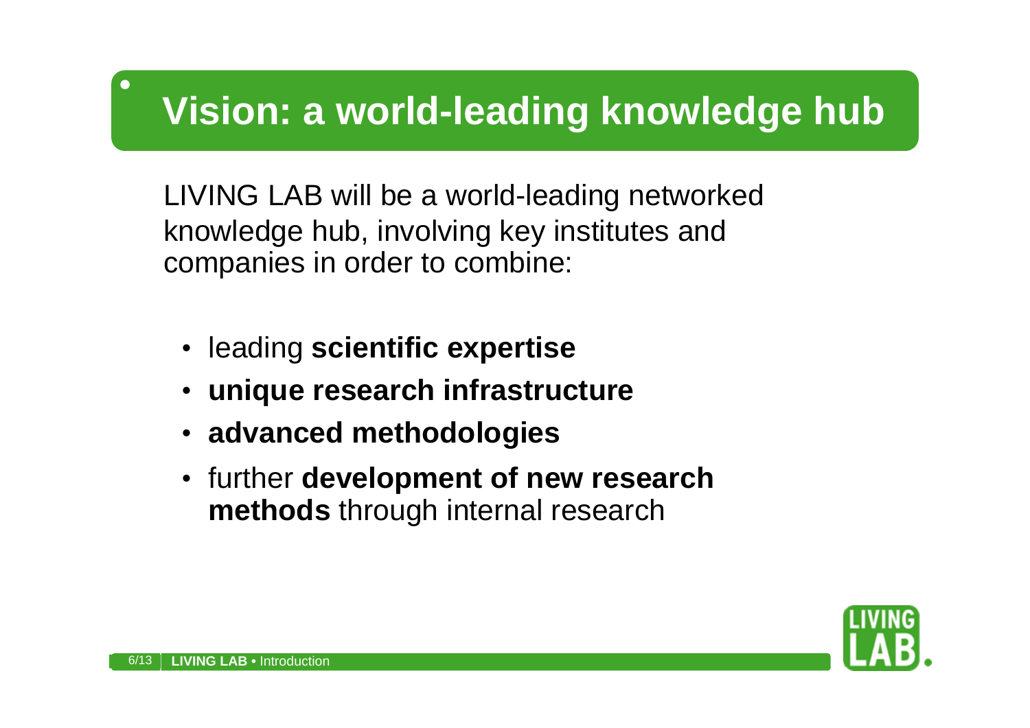# Vision: a world-leading knowledge hub

LIVING LAB will be a world-leading networked knowledge hub, involving key institutes and companies in order to combine:

- leading **scientific expertise**
- **unique research infrastructure**
- **advanced methodologies**
- further **development of new research methods** through internal research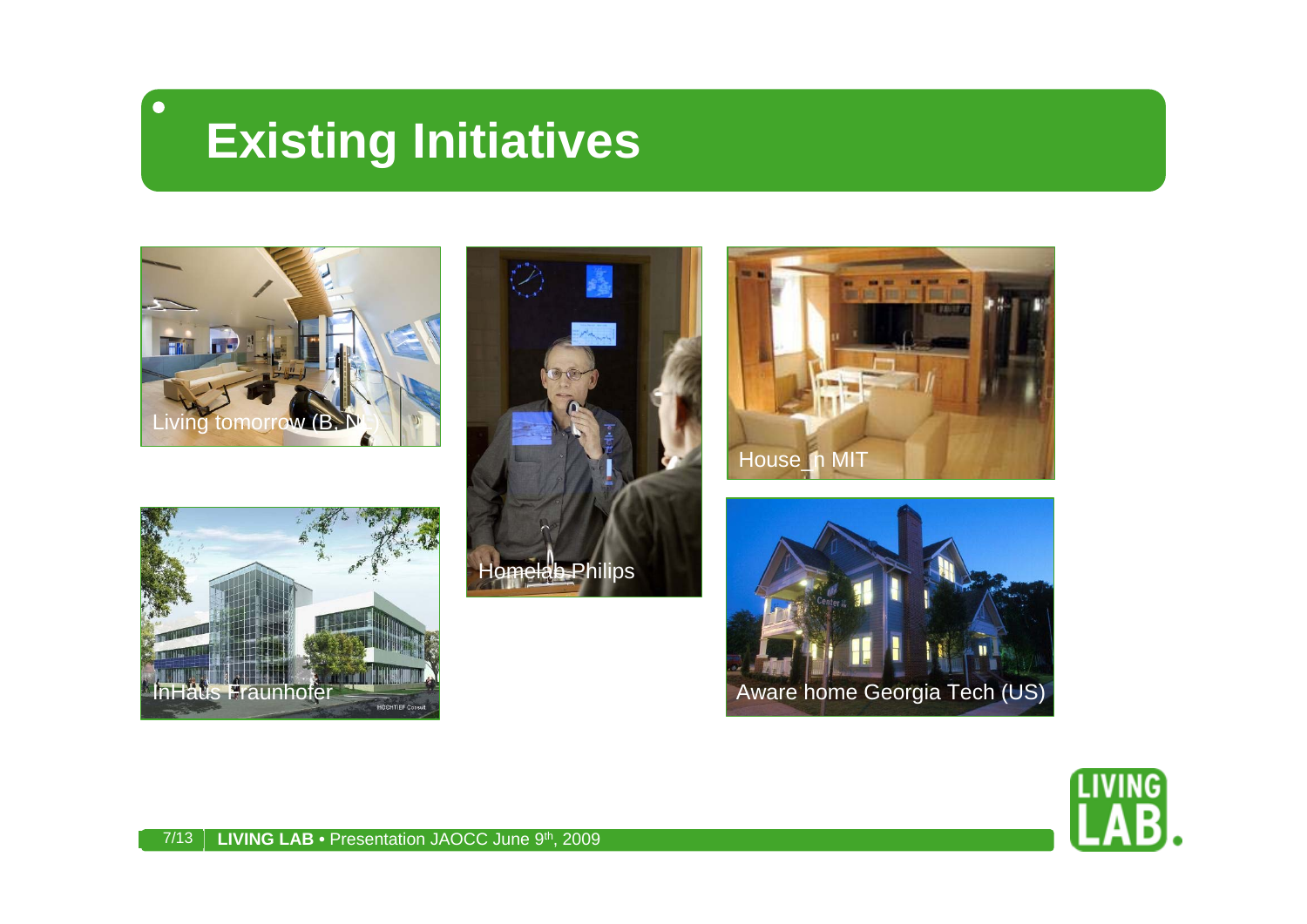# Existing Initiatives

Living tomorrow (B, NL)

Homelab Philips

House_n MIT

InHaus Fraunhofer

Aware home Georgia Tech (US)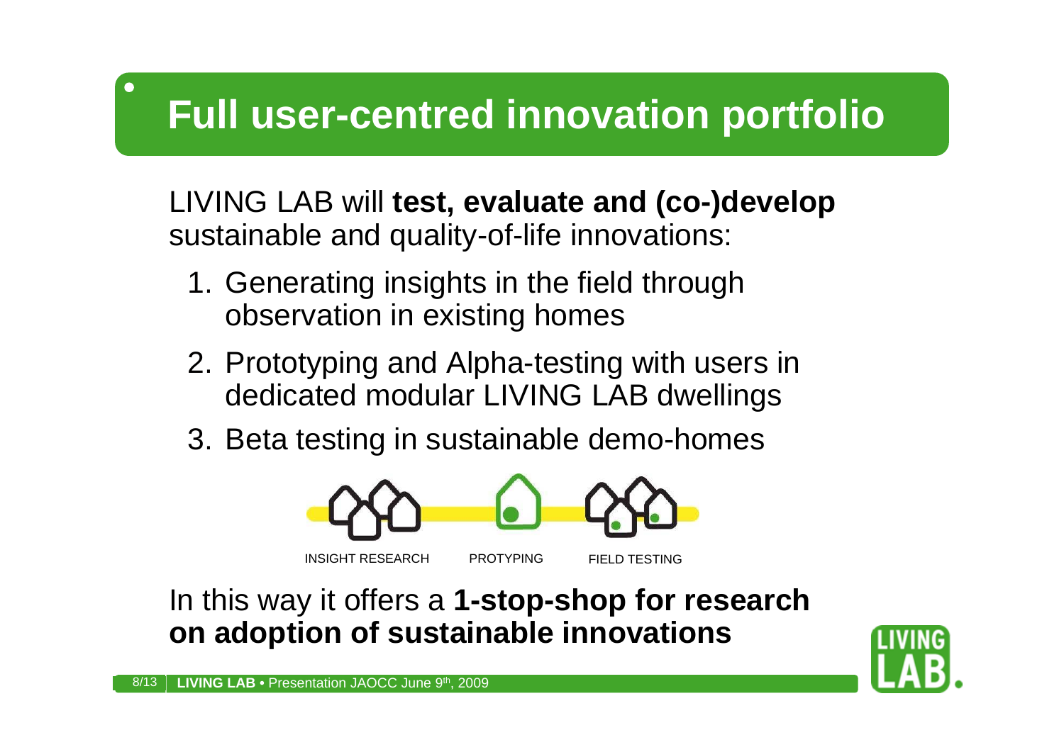# Full user-centred innovation portfolio

LIVING LAB will **test, evaluate and (co-)develop** sustainable and quality-of-life innovations:

1. Generating insights in the field through observation in existing homes
2. Prototyping and Alpha-testing with users in dedicated modular LIVING LAB dwellings
3. Beta testing in sustainable demo-homes

INSIGHT RESEARCH PROTYPING FIELD TESTING

In this way it offers a **1-stop-shop for research on adoption of sustainable innovations**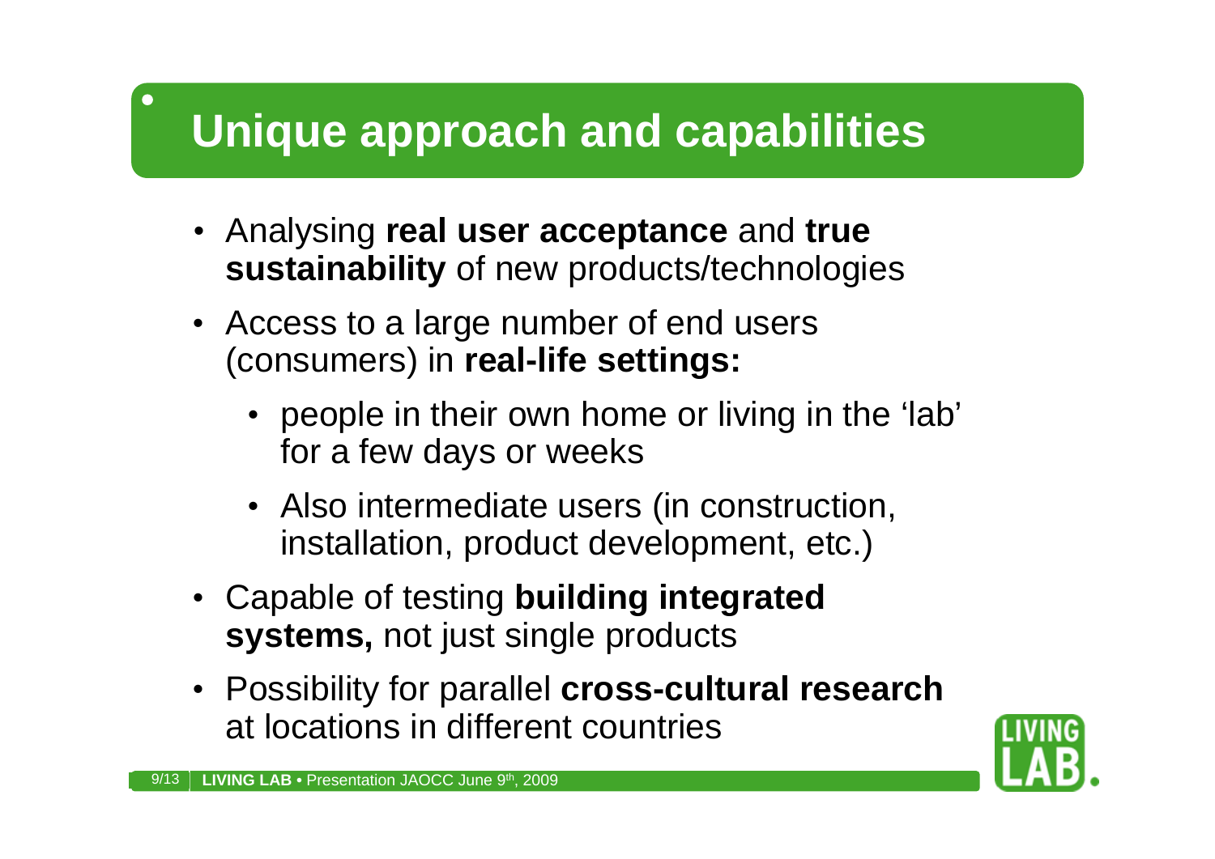# Unique approach and capabilities

- Analysing **real user acceptance** and **true sustainability** of new products/technologies
- Access to a large number of end users (consumers) in **real-life settings:**
  - people in their own home or living in the 'lab' for a few days or weeks
  - Also intermediate users (in construction, installation, product development, etc.)
- Capable of testing **building integrated systems,** not just single products
- Possibility for parallel **cross-cultural research** at locations in different countries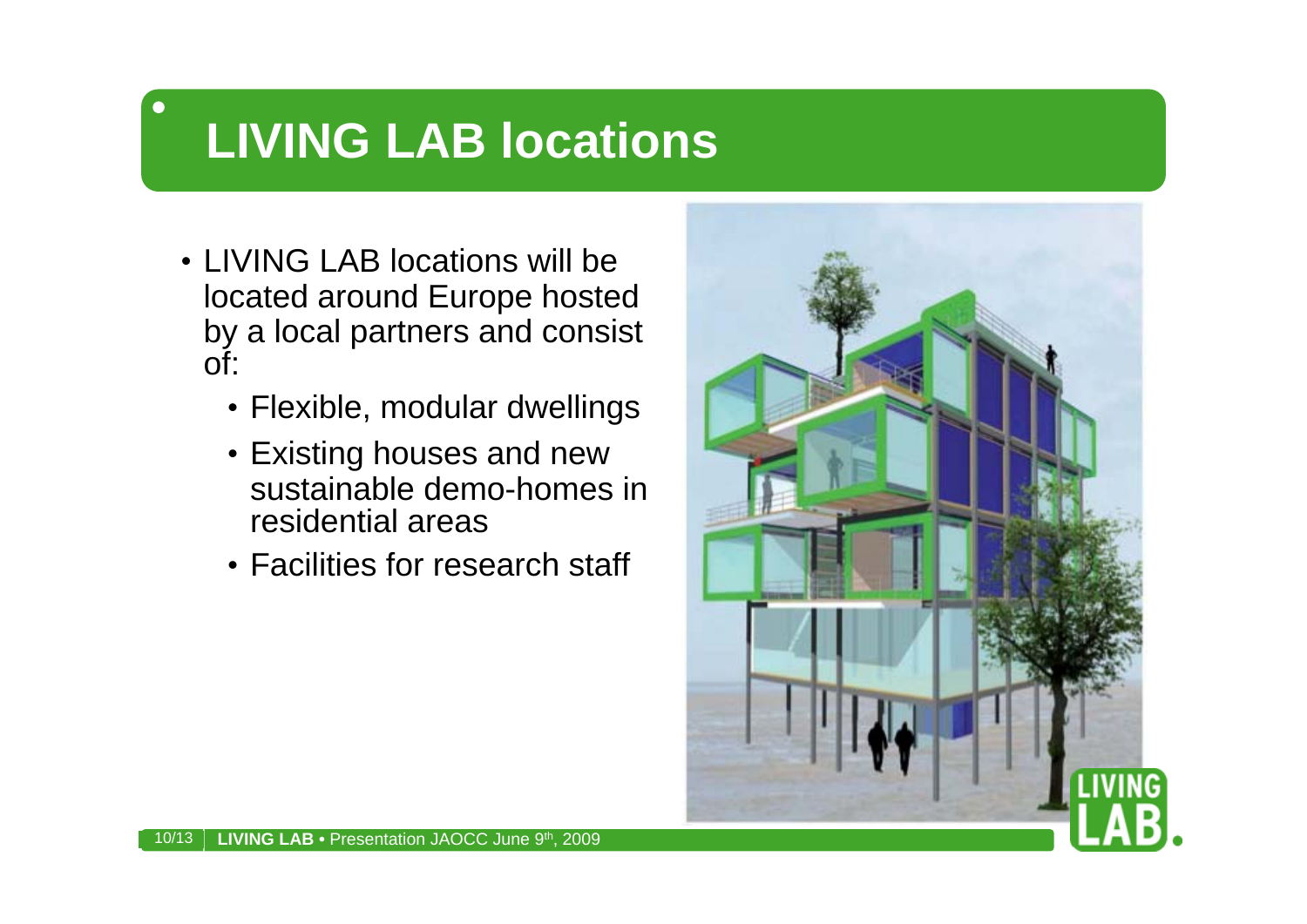# LIVING LAB locations

- LIVING LAB locations will be located around Europe hosted by a local partners and consist of:
  - Flexible, modular dwellings
  - Existing houses and new sustainable demo-homes in residential areas
  - Facilities for research staff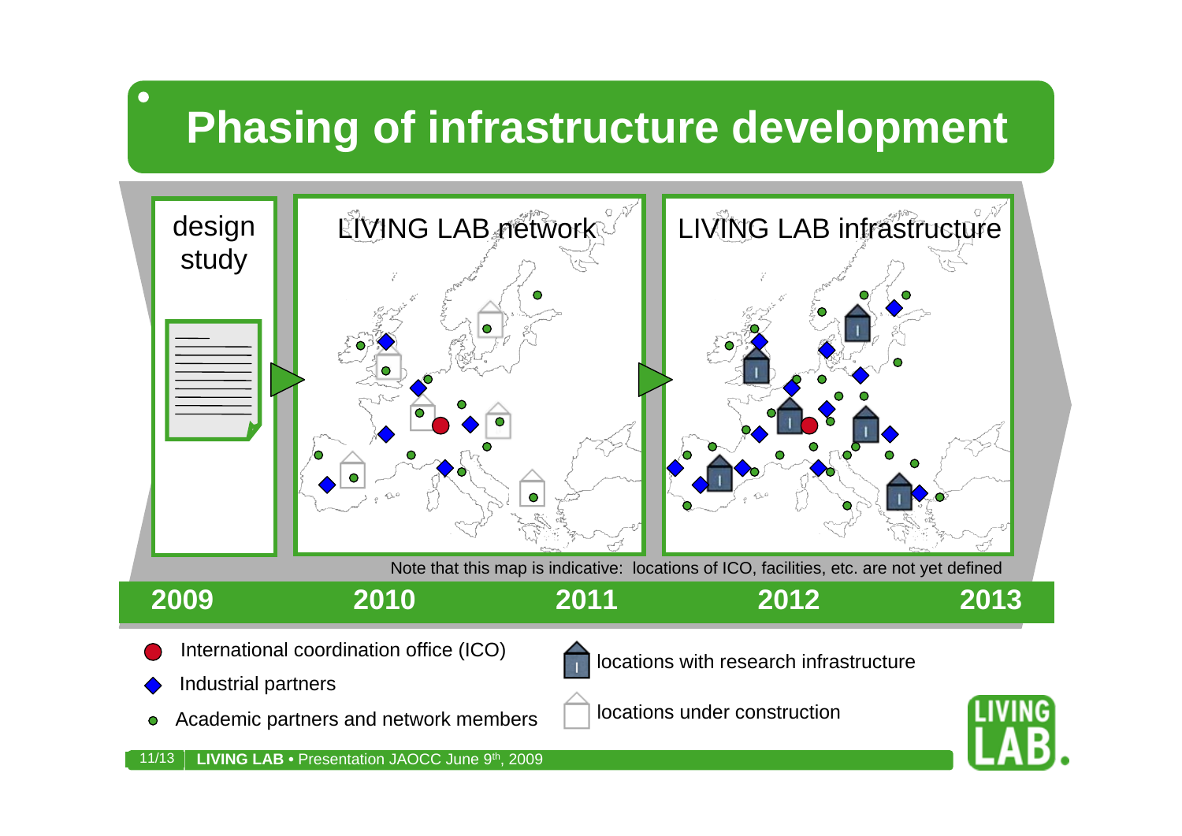# Phasing of infrastructure development

design study

LIVING LAB network

LIVING LAB infrastructure

Note that this map is indicative: locations of ICO, facilities, etc. are not yet defined

2009 2010 2011 2012 2013

- International coordination office (ICO)
- Industrial partners
- Academic partners and network members
- locations with research infrastructure
- locations under construction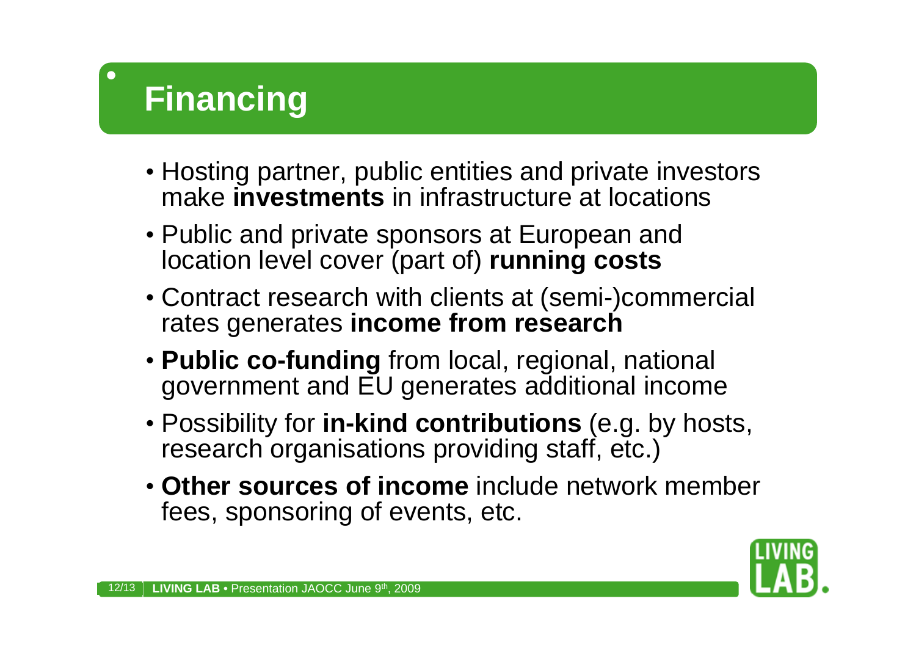# Financing

- Hosting partner, public entities and private investors make **investments** in infrastructure at locations
- Public and private sponsors at European and location level cover (part of) **running costs**
- Contract research with clients at (semi-)commercial rates generates **income from research**
- **Public co-funding** from local, regional, national government and EU generates additional income
- Possibility for **in-kind contributions** (e.g. by hosts, research organisations providing staff, etc.)
- **Other sources of income** include network member fees, sponsoring of events, etc.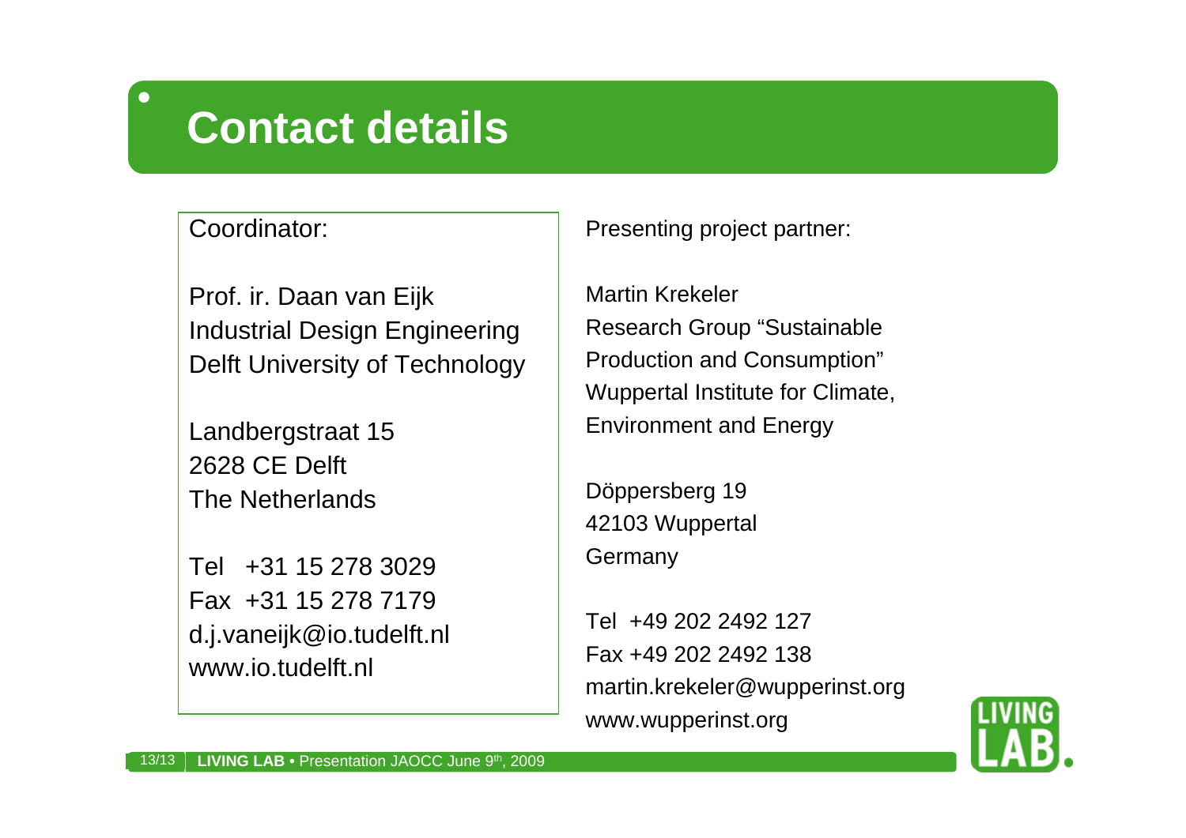# Contact details

Coordinator:

Prof. ir. Daan van Eijk
Industrial Design Engineering
Delft University of Technology

Landbergstraat 15
2628 CE Delft
The Netherlands

Tel +31 15 278 3029
Fax +31 15 278 7179
d.j.vaneijk@io.tudelft.nl
www.io.tudelft.nl

Presenting project partner:

Martin Krekeler
Research Group "Sustainable Production and Consumption"
Wuppertal Institute for Climate, Environment and Energy

Döppersberg 19
42103 Wuppertal
Germany

Tel +49 202 2492 127
Fax +49 202 2492 138
martin.krekeler@wupperinst.org
www.wupperinst.org